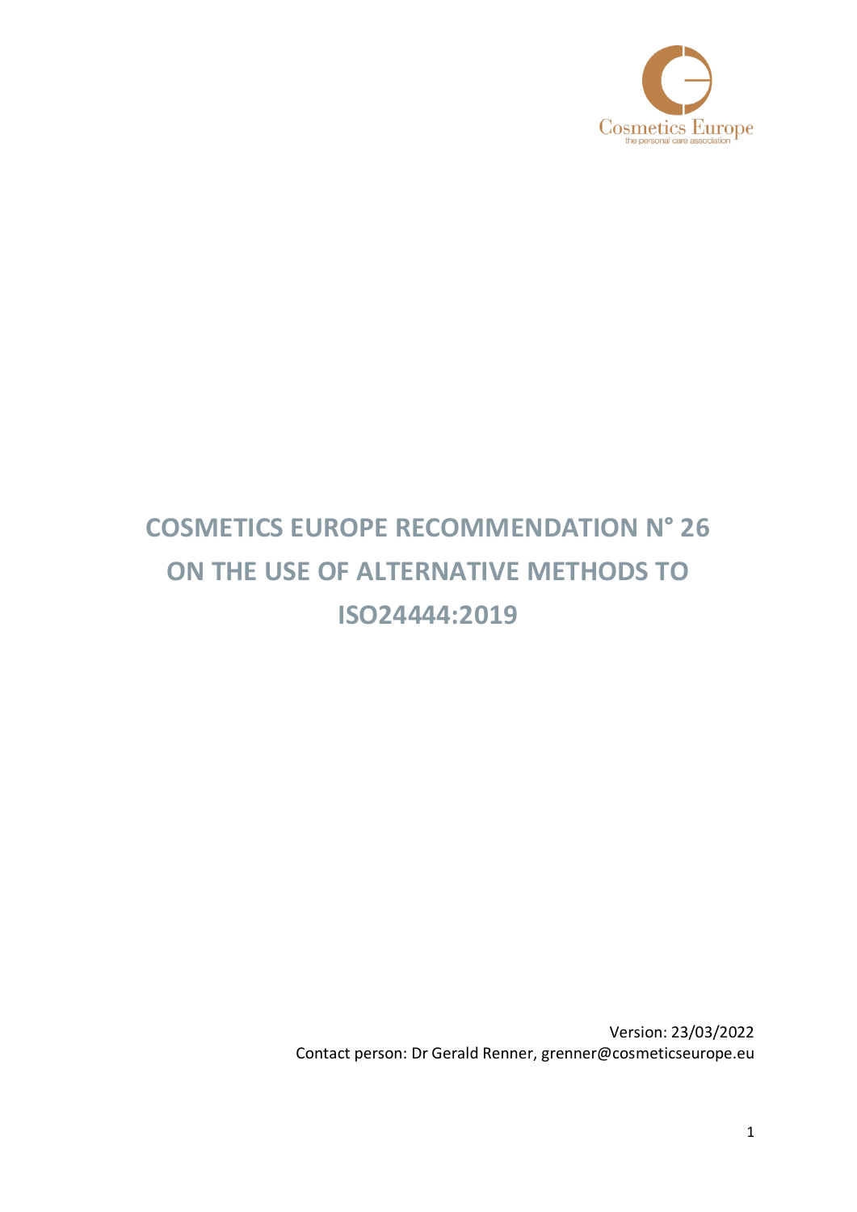# COSMETICS EUROPE RECOMMENDATION N° 26 ON THE USE OF ALTERNATIVE METHODS TO ISO24444:2019

Version: 23/03/2022

Contact person: Dr Gerald Renner, grenner@cosmeticseurope.eu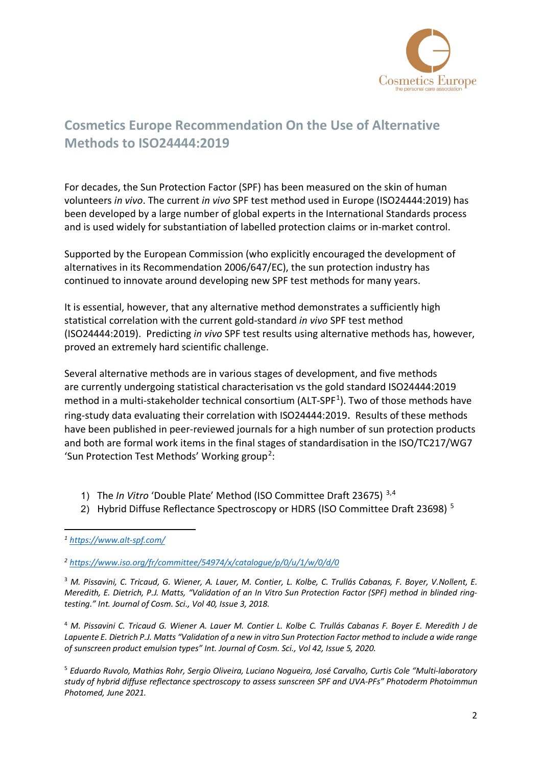# Cosmetics Europe Recommendation On the Use of Alternative Methods to ISO24444:2019

For decades, the Sun Protection Factor (SPF) has been measured on the skin of human volunteers *in vivo*. The current *in vivo* SPF test method used in Europe (ISO24444:2019) has been developed by a large number of global experts in the International Standards process and is used widely for substantiation of labelled protection claims or in-market control.

Supported by the European Commission (who explicitly encouraged the development of alternatives in its Recommendation 2006/647/EC), the sun protection industry has continued to innovate around developing new SPF test methods for many years.

It is essential, however, that any alternative method demonstrates a sufficiently high statistical correlation with the current gold-standard *in vivo* SPF test method (ISO24444:2019). Predicting *in vivo* SPF test results using alternative methods has, however, proved an extremely hard scientific challenge.

Several alternative methods are in various stages of development, and five methods are currently undergoing statistical characterisation vs the gold standard ISO24444:2019 method in a multi-stakeholder technical consortium (ALT-SPF[1]). Two of those methods have ring-study data evaluating their correlation with ISO24444:2019. Results of these methods have been published in peer-reviewed journals for a high number of sun protection products and both are formal work items in the final stages of standardisation in the ISO/TC217/WG7 'Sun Protection Test Methods' Working group[2]:

1) The *In Vitro* 'Double Plate' Method (ISO Committee Draft 23675) [3,4]
2) Hybrid Diffuse Reflectance Spectroscopy or HDRS (ISO Committee Draft 23698) [5]

---

[1] https://www.alt-spf.com/

[2] https://www.iso.org/fr/committee/54974/x/catalogue/p/0/u/1/w/0/d/0

[3] *M. Pissavini, C. Tricaud, G. Wiener, A. Lauer, M. Contier, L. Kolbe, C. Trullás Cabanas, F. Boyer, V.Nollent, E. Meredith, E. Dietrich, P.J. Matts, "Validation of an In Vitro Sun Protection Factor (SPF) method in blinded ring-testing." Int. Journal of Cosm. Sci., Vol 40, Issue 3, 2018.*

[4] *M. Pissavini C. Tricaud G. Wiener A. Lauer M. Contier L. Kolbe C. Trullás Cabanas F. Boyer E. Meredith J de Lapuente E. Dietrich P.J. Matts "Validation of a new in vitro Sun Protection Factor method to include a wide range of sunscreen product emulsion types" Int. Journal of Cosm. Sci., Vol 42, Issue 5, 2020.*

[5] *Eduardo Ruvolo, Mathias Rohr, Sergio Oliveira, Luciano Nogueira, José Carvalho, Curtis Cole "Multi-laboratory study of hybrid diffuse reflectance spectroscopy to assess sunscreen SPF and UVA-PFs" Photoderm Photoimmun Photomed, June 2021.*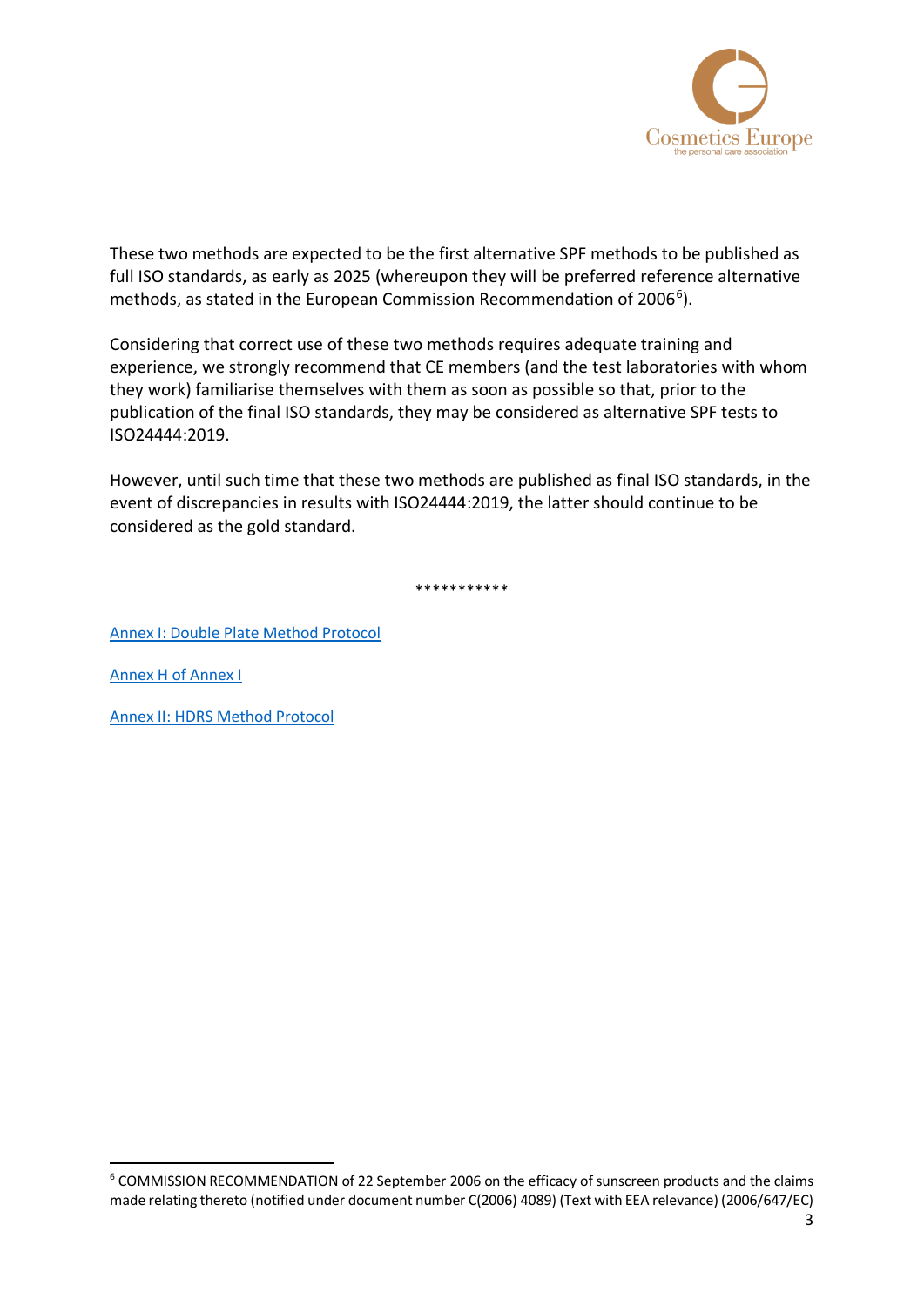These two methods are expected to be the first alternative SPF methods to be published as full ISO standards, as early as 2025 (whereupon they will be preferred reference alternative methods, as stated in the European Commission Recommendation of 2006[6]).

Considering that correct use of these two methods requires adequate training and experience, we strongly recommend that CE members (and the test laboratories with whom they work) familiarise themselves with them as soon as possible so that, prior to the publication of the final ISO standards, they may be considered as alternative SPF tests to ISO24444:2019.

However, until such time that these two methods are published as final ISO standards, in the event of discrepancies in results with ISO24444:2019, the latter should continue to be considered as the gold standard.

***********

Annex I: Double Plate Method Protocol

Annex H of Annex I

Annex II: HDRS Method Protocol

[6] COMMISSION RECOMMENDATION of 22 September 2006 on the efficacy of sunscreen products and the claims made relating thereto (notified under document number C(2006) 4089) (Text with EEA relevance) (2006/647/EC)